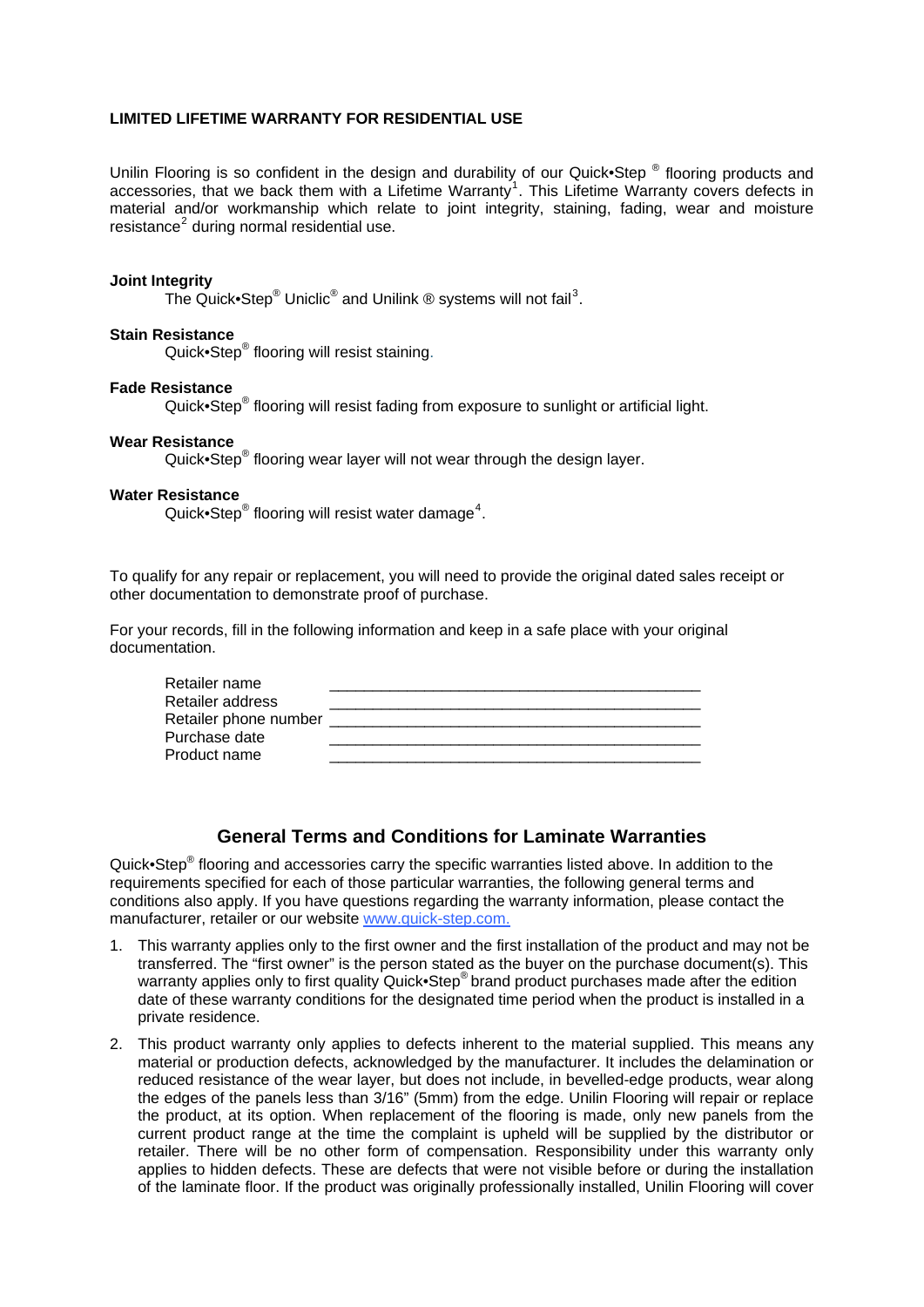**LIMITED LIFETIME WARRANTY FOR RESIDENTIAL USE**

Unilin Flooring is so confident in the design and durability of our Quick•Step ® flooring products and accessories, that we back them with a Lifetime Warranty[1]. This Lifetime Warranty covers defects in material and/or workmanship which relate to joint integrity, staining, fading, wear and moisture resistance[2] during normal residential use.

**Joint Integrity**

The Quick•Step® Uniclic® and Unilink ® systems will not fail[3].

**Stain Resistance**

Quick•Step® flooring will resist staining.

**Fade Resistance**

Quick•Step® flooring will resist fading from exposure to sunlight or artificial light.

**Wear Resistance**

Quick•Step® flooring wear layer will not wear through the design layer.

**Water Resistance**

Quick•Step® flooring will resist water damage[4].

To qualify for any repair or replacement, you will need to provide the original dated sales receipt or other documentation to demonstrate proof of purchase.

For your records, fill in the following information and keep in a safe place with your original documentation.

Retailer name ____________________________________________
Retailer address ____________________________________________
Retailer phone number ____________________________________________
Purchase date ____________________________________________
Product name ____________________________________________

## General Terms and Conditions for Laminate Warranties

Quick•Step® flooring and accessories carry the specific warranties listed above. In addition to the requirements specified for each of those particular warranties, the following general terms and conditions also apply. If you have questions regarding the warranty information, please contact the manufacturer, retailer or our website www.quick-step.com.

1. This warranty applies only to the first owner and the first installation of the product and may not be transferred. The "first owner" is the person stated as the buyer on the purchase document(s). This warranty applies only to first quality Quick•Step® brand product purchases made after the edition date of these warranty conditions for the designated time period when the product is installed in a private residence.
2. This product warranty only applies to defects inherent to the material supplied. This means any material or production defects, acknowledged by the manufacturer. It includes the delamination or reduced resistance of the wear layer, but does not include, in bevelled-edge products, wear along the edges of the panels less than 3/16" (5mm) from the edge. Unilin Flooring will repair or replace the product, at its option. When replacement of the flooring is made, only new panels from the current product range at the time the complaint is upheld will be supplied by the distributor or retailer. There will be no other form of compensation. Responsibility under this warranty only applies to hidden defects. These are defects that were not visible before or during the installation of the laminate floor. If the product was originally professionally installed, Unilin Flooring will cover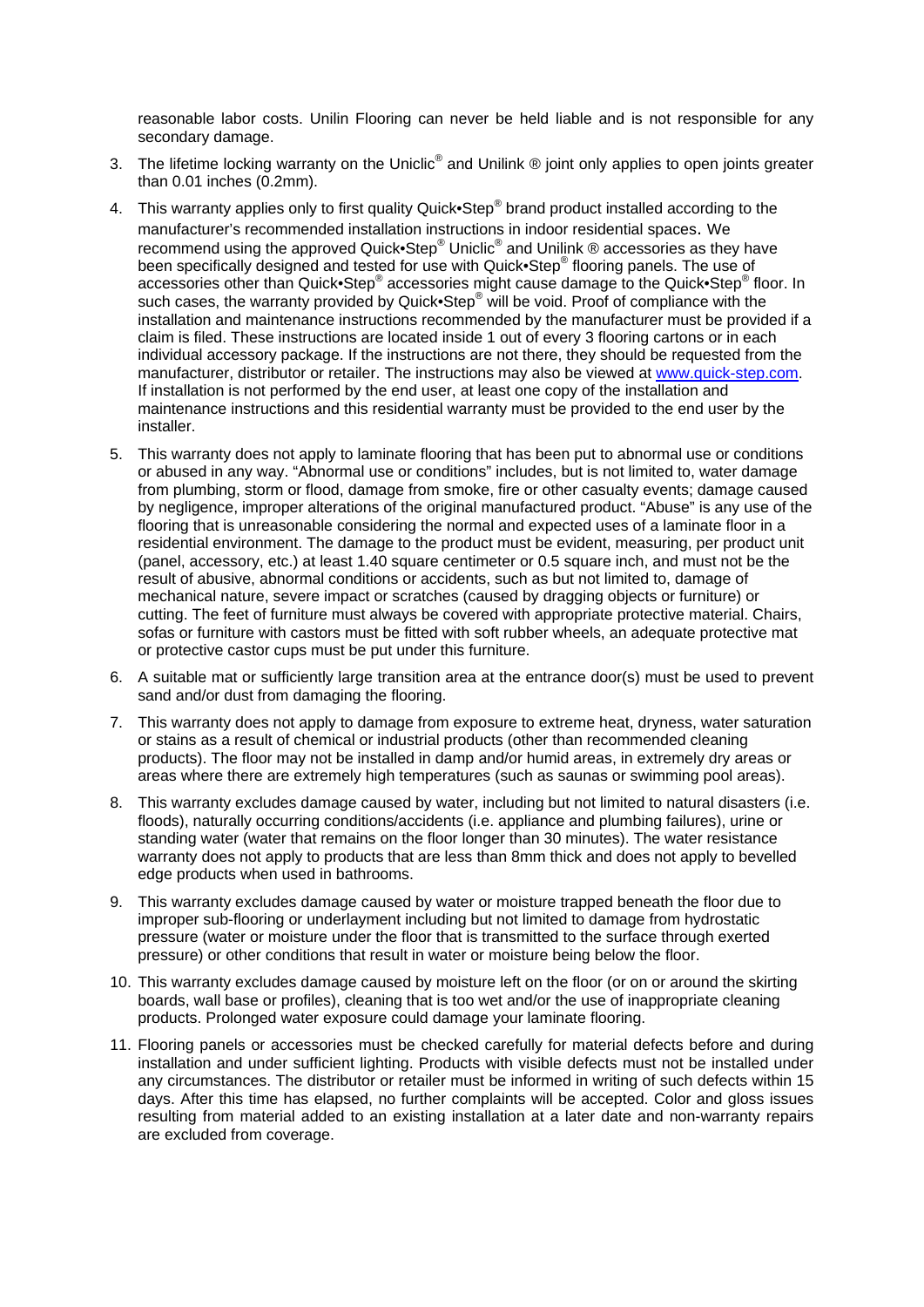reasonable labor costs. Unilin Flooring can never be held liable and is not responsible for any secondary damage.

3. The lifetime locking warranty on the Uniclic® and Unilink ® joint only applies to open joints greater than 0.01 inches (0.2mm).

4. This warranty applies only to first quality Quick•Step® brand product installed according to the manufacturer's recommended installation instructions in indoor residential spaces. We recommend using the approved Quick•Step® Uniclic® and Unilink ® accessories as they have been specifically designed and tested for use with Quick•Step® flooring panels. The use of accessories other than Quick•Step® accessories might cause damage to the Quick•Step® floor. In such cases, the warranty provided by Quick•Step® will be void. Proof of compliance with the installation and maintenance instructions recommended by the manufacturer must be provided if a claim is filed. These instructions are located inside 1 out of every 3 flooring cartons or in each individual accessory package. If the instructions are not there, they should be requested from the manufacturer, distributor or retailer. The instructions may also be viewed at www.quick-step.com. If installation is not performed by the end user, at least one copy of the installation and maintenance instructions and this residential warranty must be provided to the end user by the installer.

5. This warranty does not apply to laminate flooring that has been put to abnormal use or conditions or abused in any way. "Abnormal use or conditions" includes, but is not limited to, water damage from plumbing, storm or flood, damage from smoke, fire or other casualty events; damage caused by negligence, improper alterations of the original manufactured product. "Abuse" is any use of the flooring that is unreasonable considering the normal and expected uses of a laminate floor in a residential environment. The damage to the product must be evident, measuring, per product unit (panel, accessory, etc.) at least 1.40 square centimeter or 0.5 square inch, and must not be the result of abusive, abnormal conditions or accidents, such as but not limited to, damage of mechanical nature, severe impact or scratches (caused by dragging objects or furniture) or cutting. The feet of furniture must always be covered with appropriate protective material. Chairs, sofas or furniture with castors must be fitted with soft rubber wheels, an adequate protective mat or protective castor cups must be put under this furniture.

6. A suitable mat or sufficiently large transition area at the entrance door(s) must be used to prevent sand and/or dust from damaging the flooring.

7. This warranty does not apply to damage from exposure to extreme heat, dryness, water saturation or stains as a result of chemical or industrial products (other than recommended cleaning products). The floor may not be installed in damp and/or humid areas, in extremely dry areas or areas where there are extremely high temperatures (such as saunas or swimming pool areas).

8. This warranty excludes damage caused by water, including but not limited to natural disasters (i.e. floods), naturally occurring conditions/accidents (i.e. appliance and plumbing failures), urine or standing water (water that remains on the floor longer than 30 minutes). The water resistance warranty does not apply to products that are less than 8mm thick and does not apply to bevelled edge products when used in bathrooms.

9. This warranty excludes damage caused by water or moisture trapped beneath the floor due to improper sub-flooring or underlayment including but not limited to damage from hydrostatic pressure (water or moisture under the floor that is transmitted to the surface through exerted pressure) or other conditions that result in water or moisture being below the floor.

10. This warranty excludes damage caused by moisture left on the floor (or on or around the skirting boards, wall base or profiles), cleaning that is too wet and/or the use of inappropriate cleaning products. Prolonged water exposure could damage your laminate flooring.

11. Flooring panels or accessories must be checked carefully for material defects before and during installation and under sufficient lighting. Products with visible defects must not be installed under any circumstances. The distributor or retailer must be informed in writing of such defects within 15 days. After this time has elapsed, no further complaints will be accepted. Color and gloss issues resulting from material added to an existing installation at a later date and non-warranty repairs are excluded from coverage.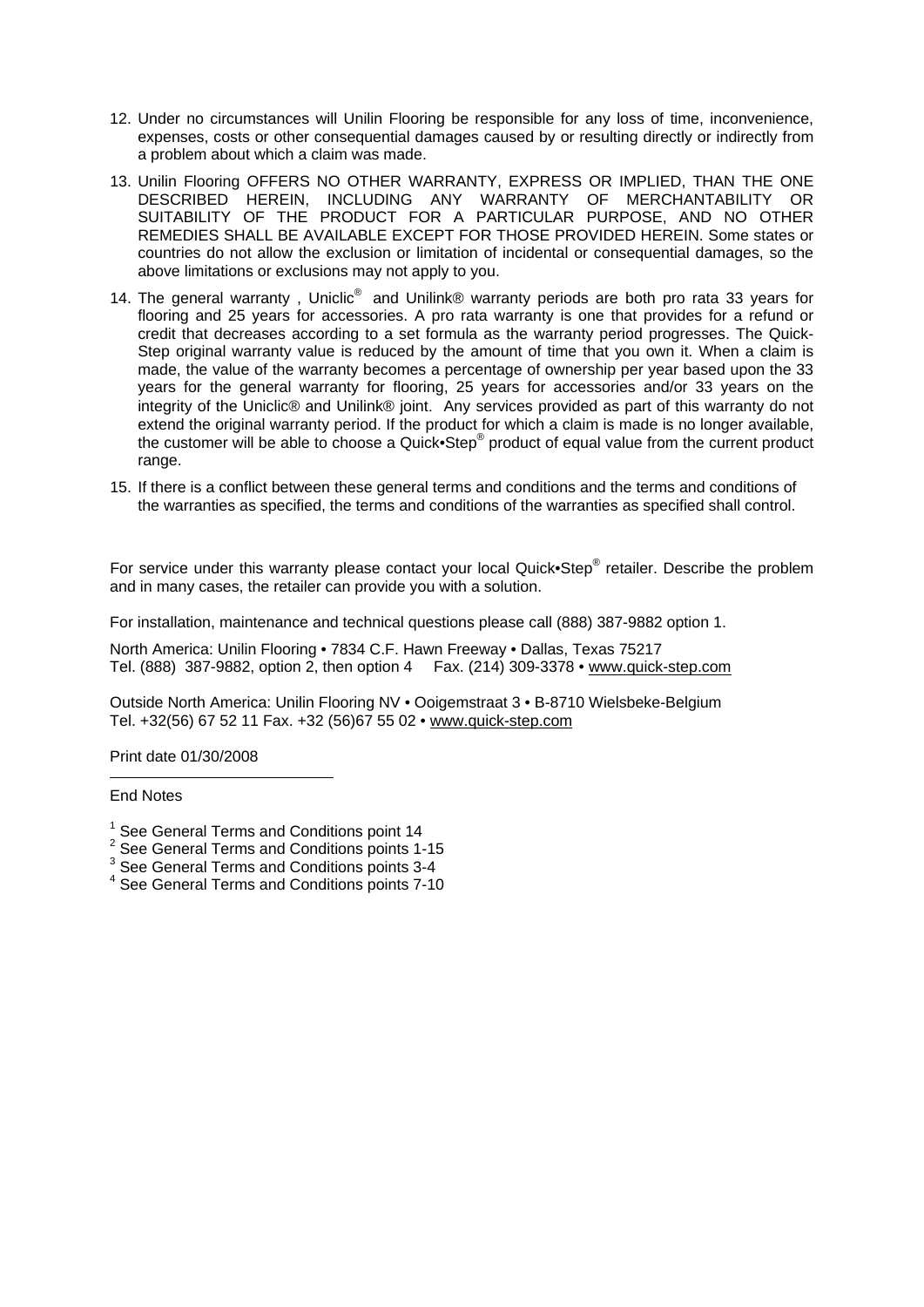12. Under no circumstances will Unilin Flooring be responsible for any loss of time, inconvenience, expenses, costs or other consequential damages caused by or resulting directly or indirectly from a problem about which a claim was made.

13. Unilin Flooring OFFERS NO OTHER WARRANTY, EXPRESS OR IMPLIED, THAN THE ONE DESCRIBED HEREIN, INCLUDING ANY WARRANTY OF MERCHANTABILITY OR SUITABILITY OF THE PRODUCT FOR A PARTICULAR PURPOSE, AND NO OTHER REMEDIES SHALL BE AVAILABLE EXCEPT FOR THOSE PROVIDED HEREIN. Some states or countries do not allow the exclusion or limitation of incidental or consequential damages, so the above limitations or exclusions may not apply to you.

14. The general warranty , Uniclic® and Unilink® warranty periods are both pro rata 33 years for flooring and 25 years for accessories. A pro rata warranty is one that provides for a refund or credit that decreases according to a set formula as the warranty period progresses. The Quick-Step original warranty value is reduced by the amount of time that you own it. When a claim is made, the value of the warranty becomes a percentage of ownership per year based upon the 33 years for the general warranty for flooring, 25 years for accessories and/or 33 years on the integrity of the Uniclic® and Unilink® joint. Any services provided as part of this warranty do not extend the original warranty period. If the product for which a claim is made is no longer available, the customer will be able to choose a Quick•Step® product of equal value from the current product range.

15. If there is a conflict between these general terms and conditions and the terms and conditions of the warranties as specified, the terms and conditions of the warranties as specified shall control.

For service under this warranty please contact your local Quick•Step® retailer. Describe the problem and in many cases, the retailer can provide you with a solution.

For installation, maintenance and technical questions please call (888) 387-9882 option 1.

North America: Unilin Flooring • 7834 C.F. Hawn Freeway • Dallas, Texas 75217
Tel. (888) 387-9882, option 2, then option 4 Fax. (214) 309-3378 • www.quick-step.com

Outside North America: Unilin Flooring NV • Ooigemstraat 3 • B-8710 Wielsbeke-Belgium
Tel. +32(56) 67 52 11 Fax. +32 (56)67 55 02 • www.quick-step.com

Print date 01/30/2008

End Notes

[1] See General Terms and Conditions point 14
[2] See General Terms and Conditions points 1-15
[3] See General Terms and Conditions points 3-4
[4] See General Terms and Conditions points 7-10